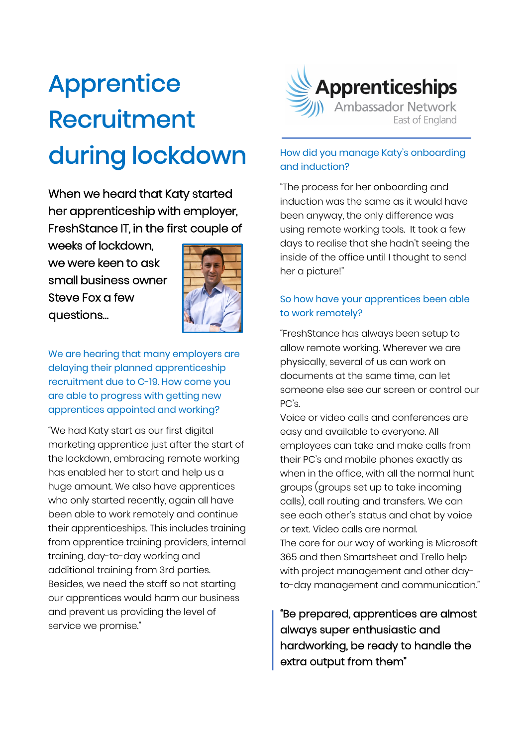# Apprentice Recruitment during lockdown

Apprenticeships Ambassador Network East of England

When we heard that Katy started her apprenticeship with employer, FreshStance IT, in the first couple of weeks of lockdown, we were keen to ask small business owner Steve Fox a few questions...

### We are hearing that many employers are delaying their planned apprenticeship recruitment due to C-19. How come you are able to progress with getting new apprentices appointed and working?

"We had Katy start as our first digital marketing apprentice just after the start of the lockdown, embracing remote working has enabled her to start and help us a huge amount. We also have apprentices who only started recently, again all have been able to work remotely and continue their apprenticeships. This includes training from apprentice training providers, internal training, day-to-day working and additional training from 3rd parties. Besides, we need the staff so not starting our apprentices would harm our business and prevent us providing the level of service we promise."

### How did you manage Katy's onboarding and induction?

"The process for her onboarding and induction was the same as it would have been anyway, the only difference was using remote working tools. It took a few days to realise that she hadn't seeing the inside of the office until I thought to send her a picture!"

### So how have your apprentices been able to work remotely?

"FreshStance has always been setup to allow remote working. Wherever we are physically, several of us can work on documents at the same time, can let someone else see our screen or control our PC's.

Voice or video calls and conferences are easy and available to everyone. All employees can take and make calls from their PC's and mobile phones exactly as when in the office, with all the normal hunt groups (groups set up to take incoming calls), call routing and transfers. We can see each other's status and chat by voice or text. Video calls are normal.

The core for our way of working is Microsoft 365 and then Smartsheet and Trello help with project management and other day-to-day management and communication."

> **"Be prepared, apprentices are almost always super enthusiastic and hardworking, be ready to handle the extra output from them"**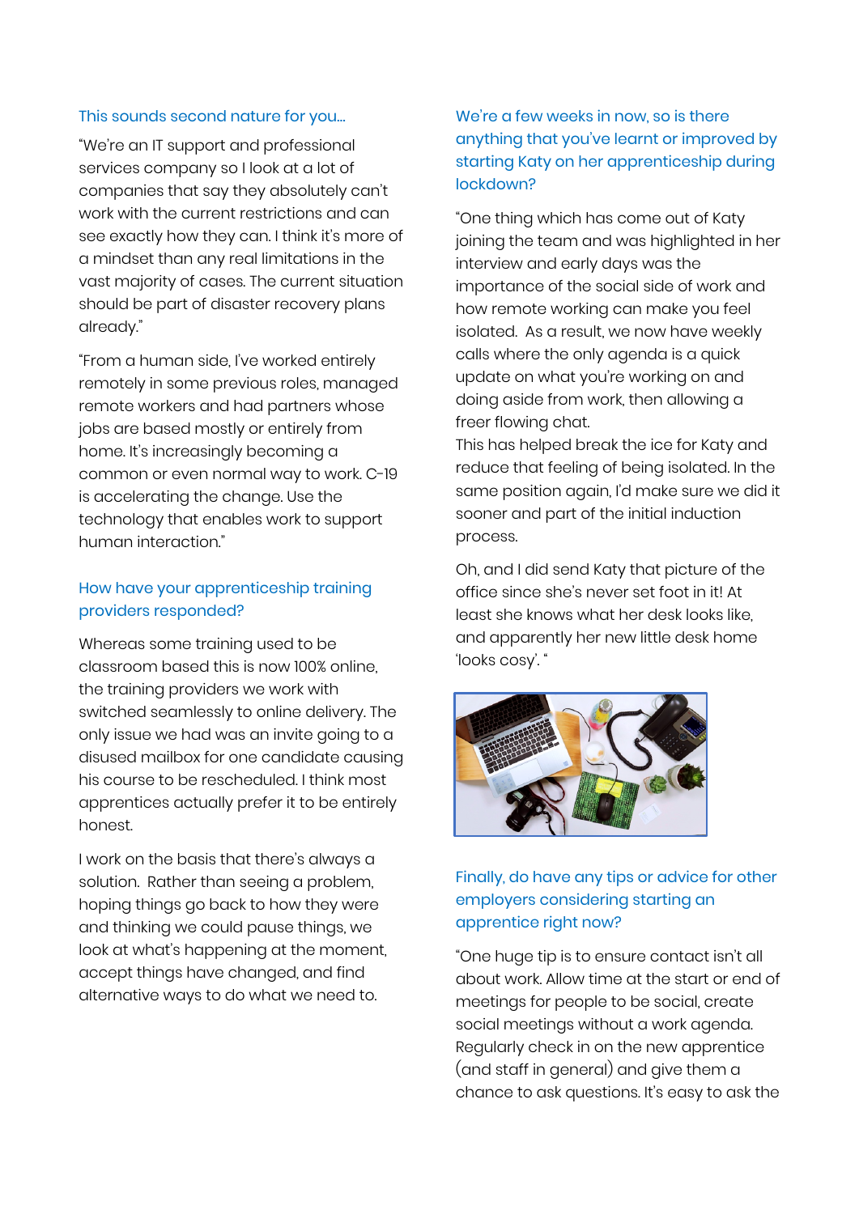### This sounds second nature for you...

"We're an IT support and professional services company so I look at a lot of companies that say they absolutely can't work with the current restrictions and can see exactly how they can. I think it's more of a mindset than any real limitations in the vast majority of cases. The current situation should be part of disaster recovery plans already."

"From a human side, I've worked entirely remotely in some previous roles, managed remote workers and had partners whose jobs are based mostly or entirely from home. It's increasingly becoming a common or even normal way to work. C-19 is accelerating the change. Use the technology that enables work to support human interaction."

### How have your apprenticeship training providers responded?

Whereas some training used to be classroom based this is now 100% online, the training providers we work with switched seamlessly to online delivery. The only issue we had was an invite going to a disused mailbox for one candidate causing his course to be rescheduled. I think most apprentices actually prefer it to be entirely honest.

I work on the basis that there's always a solution. Rather than seeing a problem, hoping things go back to how they were and thinking we could pause things, we look at what's happening at the moment, accept things have changed, and find alternative ways to do what we need to.

### We're a few weeks in now, so is there anything that you've learnt or improved by starting Katy on her apprenticeship during lockdown?

"One thing which has come out of Katy joining the team and was highlighted in her interview and early days was the importance of the social side of work and how remote working can make you feel isolated. As a result, we now have weekly calls where the only agenda is a quick update on what you're working on and doing aside from work, then allowing a freer flowing chat.
This has helped break the ice for Katy and reduce that feeling of being isolated. In the same position again, I'd make sure we did it sooner and part of the initial induction process.

Oh, and I did send Katy that picture of the office since she's never set foot in it! At least she knows what her desk looks like, and apparently her new little desk home 'looks cosy'. "

### Finally, do have any tips or advice for other employers considering starting an apprentice right now?

"One huge tip is to ensure contact isn't all about work. Allow time at the start or end of meetings for people to be social, create social meetings without a work agenda. Regularly check in on the new apprentice (and staff in general) and give them a chance to ask questions. It's easy to ask the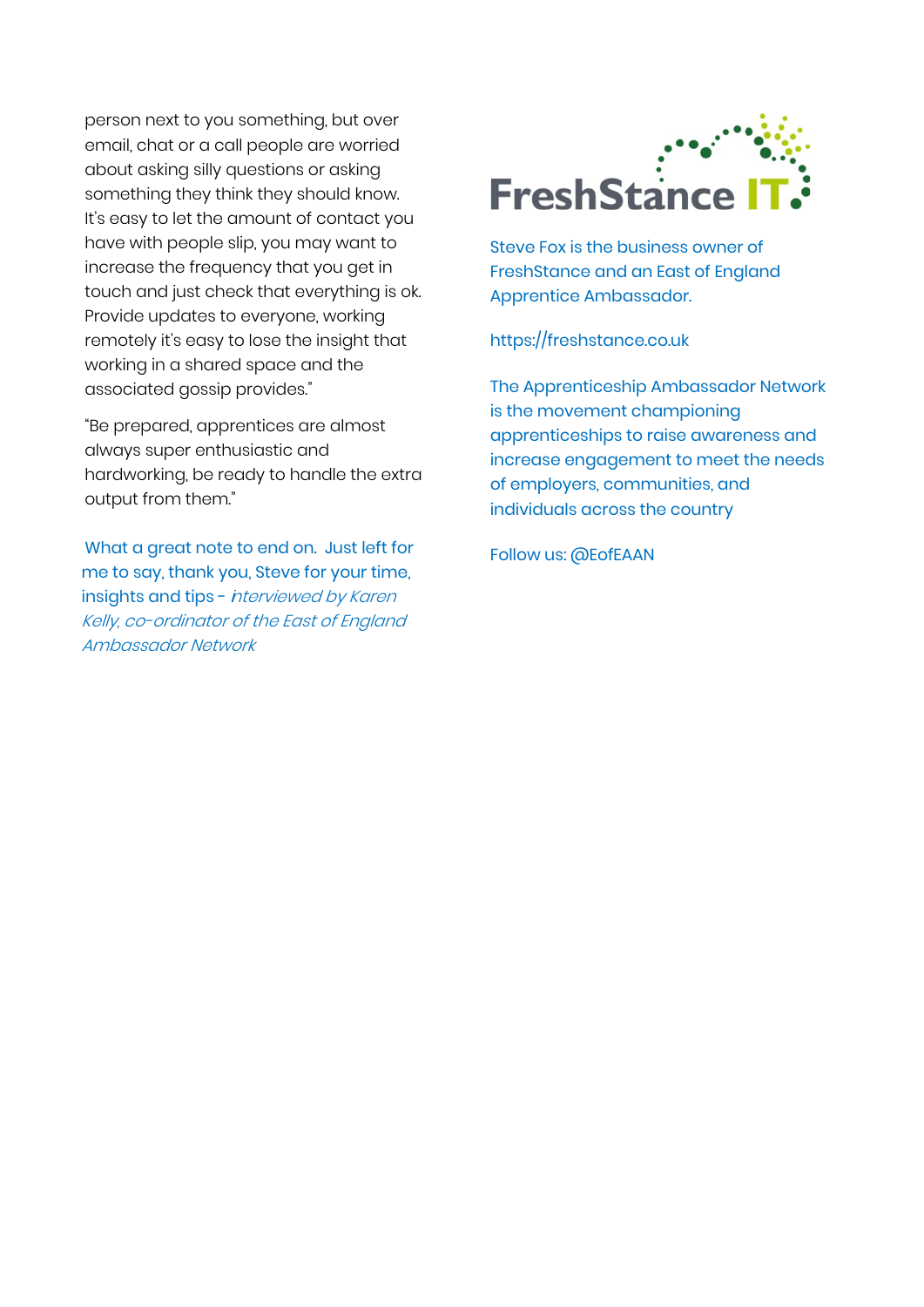person next to you something, but over email, chat or a call people are worried about asking silly questions or asking something they think they should know. It's easy to let the amount of contact you have with people slip, you may want to increase the frequency that you get in touch and just check that everything is ok. Provide updates to everyone, working remotely it's easy to lose the insight that working in a shared space and the associated gossip provides."

"Be prepared, apprentices are almost always super enthusiastic and hardworking, be ready to handle the extra output from them."

What a great note to end on. Just left for me to say, thank you, Steve for your time, insights and tips - *interviewed by Karen Kelly, co-ordinator of the East of England Ambassador Network*

FreshStance IT

Steve Fox is the business owner of FreshStance and an East of England Apprentice Ambassador.

https://freshstance.co.uk

The Apprenticeship Ambassador Network is the movement championing apprenticeships to raise awareness and increase engagement to meet the needs of employers, communities, and individuals across the country

Follow us: @EofEAAN